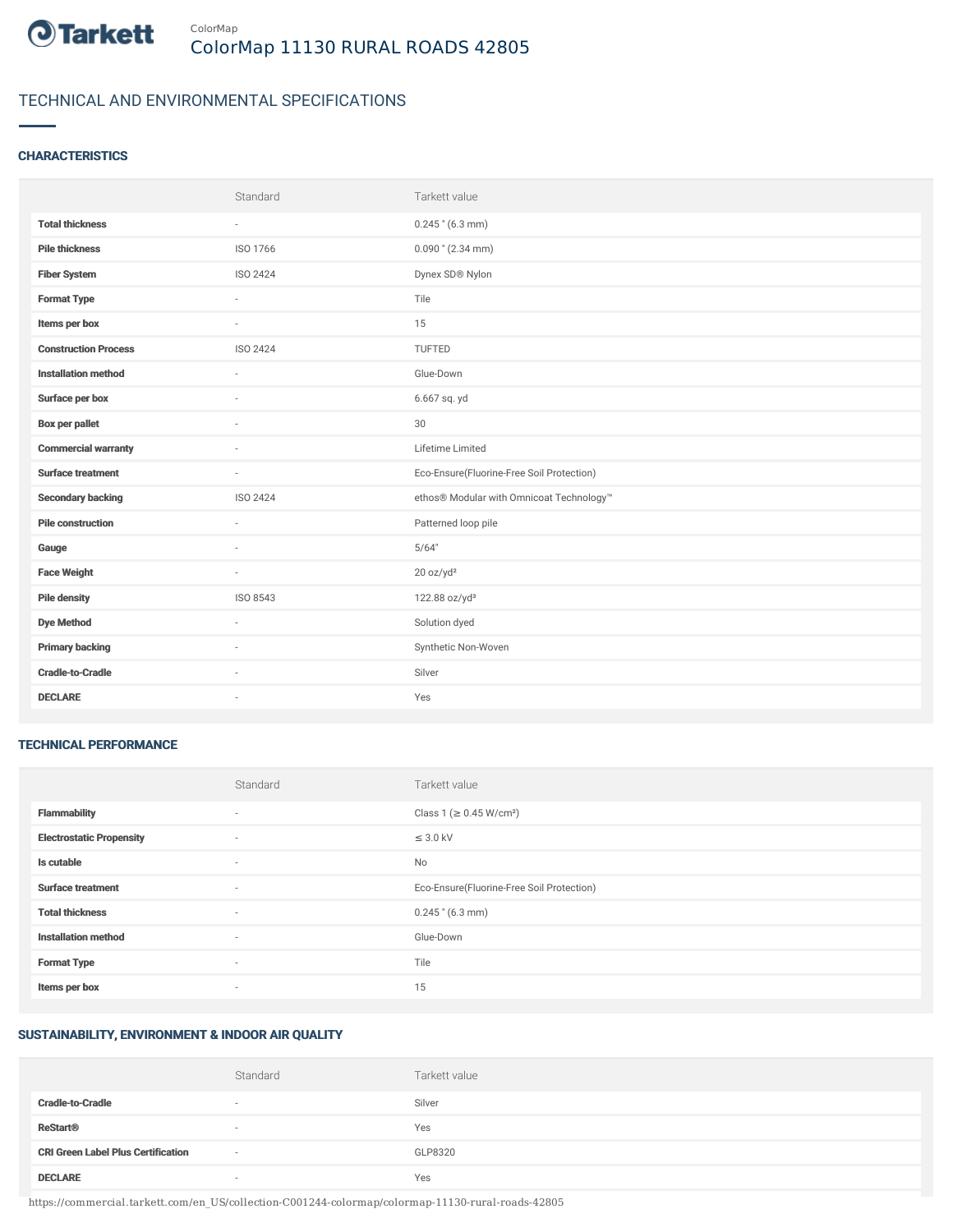ColorMap

# ColorMap 11130 RURAL ROADS 42805

## TECHNICAL AND ENVIRONMENTAL SPECIFICATIONS

### CHARACTERISTICS

| | Standard | Tarkett value |
|---|---|---|
| **Total thickness** | - | 0.245 " (6.3 mm) |
| **Pile thickness** | ISO 1766 | 0.090 " (2.34 mm) |
| **Fiber System** | ISO 2424 | Dynex SD® Nylon |
| **Format Type** | - | Tile |
| **Items per box** | - | 15 |
| **Construction Process** | ISO 2424 | TUFTED |
| **Installation method** | - | Glue-Down |
| **Surface per box** | - | 6.667 sq. yd |
| **Box per pallet** | - | 30 |
| **Commercial warranty** | - | Lifetime Limited |
| **Surface treatment** | - | Eco-Ensure(Fluorine-Free Soil Protection) |
| **Secondary backing** | ISO 2424 | ethos® Modular with Omnicoat Technology™ |
| **Pile construction** | - | Patterned loop pile |
| **Gauge** | - | 5/64" |
| **Face Weight** | - | 20 oz/yd² |
| **Pile density** | ISO 8543 | 122.88 oz/yd³ |
| **Dye Method** | - | Solution dyed |
| **Primary backing** | - | Synthetic Non-Woven |
| **Cradle-to-Cradle** | - | Silver |
| **DECLARE** | - | Yes |

### TECHNICAL PERFORMANCE

| | Standard | Tarkett value |
|---|---|---|
| **Flammability** | - | Class 1 (≥ 0.45 W/cm²) |
| **Electrostatic Propensity** | - | ≤ 3.0 kV |
| **Is cutable** | - | No |
| **Surface treatment** | - | Eco-Ensure(Fluorine-Free Soil Protection) |
| **Total thickness** | - | 0.245 " (6.3 mm) |
| **Installation method** | - | Glue-Down |
| **Format Type** | - | Tile |
| **Items per box** | - | 15 |

### SUSTAINABILITY, ENVIRONMENT & INDOOR AIR QUALITY

| | Standard | Tarkett value |
|---|---|---|
| **Cradle-to-Cradle** | - | Silver |
| **ReStart®** | - | Yes |
| **CRI Green Label Plus Certification** | - | GLP8320 |
| **DECLARE** | - | Yes |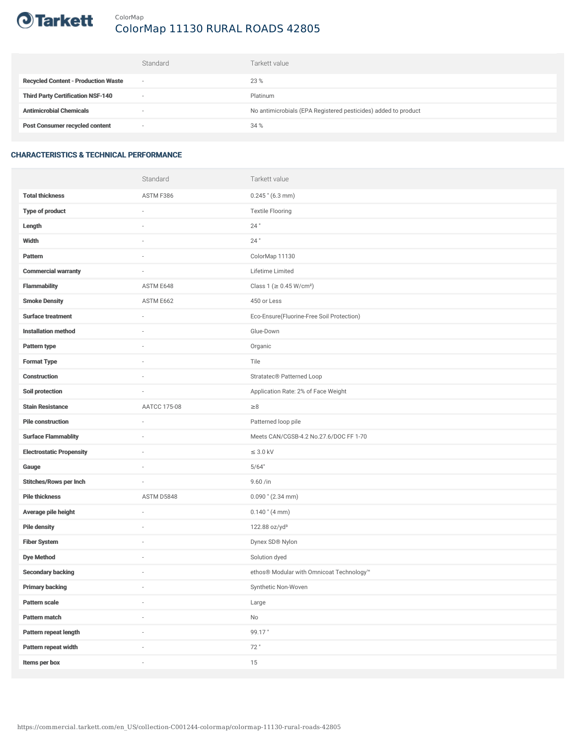ColorMap

# ColorMap 11130 RURAL ROADS 42805

| | Standard | Tarkett value |
|---|---|---|
| **Recycled Content - Production Waste** | - | 23 % |
| **Third Party Certification NSF-140** | - | Platinum |
| **Antimicrobial Chemicals** | - | No antimicrobials (EPA Registered pesticides) added to product |
| **Post Consumer recycled content** | - | 34 % |

## CHARACTERISTICS & TECHNICAL PERFORMANCE

| | Standard | Tarkett value |
|---|---|---|
| **Total thickness** | ASTM F386 | 0.245 " (6.3 mm) |
| **Type of product** | - | Textile Flooring |
| **Length** | - | 24 " |
| **Width** | - | 24 " |
| **Pattern** | - | ColorMap 11130 |
| **Commercial warranty** | - | Lifetime Limited |
| **Flammability** | ASTM E648 | Class 1 (≥ 0.45 W/cm²) |
| **Smoke Density** | ASTM E662 | 450 or Less |
| **Surface treatment** | - | Eco-Ensure(Fluorine-Free Soil Protection) |
| **Installation method** | - | Glue-Down |
| **Pattern type** | - | Organic |
| **Format Type** | - | Tile |
| **Construction** | - | Stratatec® Patterned Loop |
| **Soil protection** | - | Application Rate: 2% of Face Weight |
| **Stain Resistance** | AATCC 175-08 | ≥8 |
| **Pile construction** | - | Patterned loop pile |
| **Surface Flammablity** | - | Meets CAN/CGSB-4.2 No.27.6/DOC FF 1-70 |
| **Electrostatic Propensity** | - | ≤ 3.0 kV |
| **Gauge** | - | 5/64" |
| **Stitches/Rows per Inch** | - | 9.60 /in |
| **Pile thickness** | ASTM D5848 | 0.090 " (2.34 mm) |
| **Average pile height** | - | 0.140 " (4 mm) |
| **Pile density** | - | 122.88 oz/yd³ |
| **Fiber System** | - | Dynex SD® Nylon |
| **Dye Method** | - | Solution dyed |
| **Secondary backing** | - | ethos® Modular with Omnicoat Technology™ |
| **Primary backing** | - | Synthetic Non-Woven |
| **Pattern scale** | - | Large |
| **Pattern match** | - | No |
| **Pattern repeat length** | - | 99.17 " |
| **Pattern repeat width** | - | 72 " |
| **Items per box** | - | 15 |

https://commercial.tarkett.com/en_US/collection-C001244-colormap/colormap-11130-rural-roads-42805